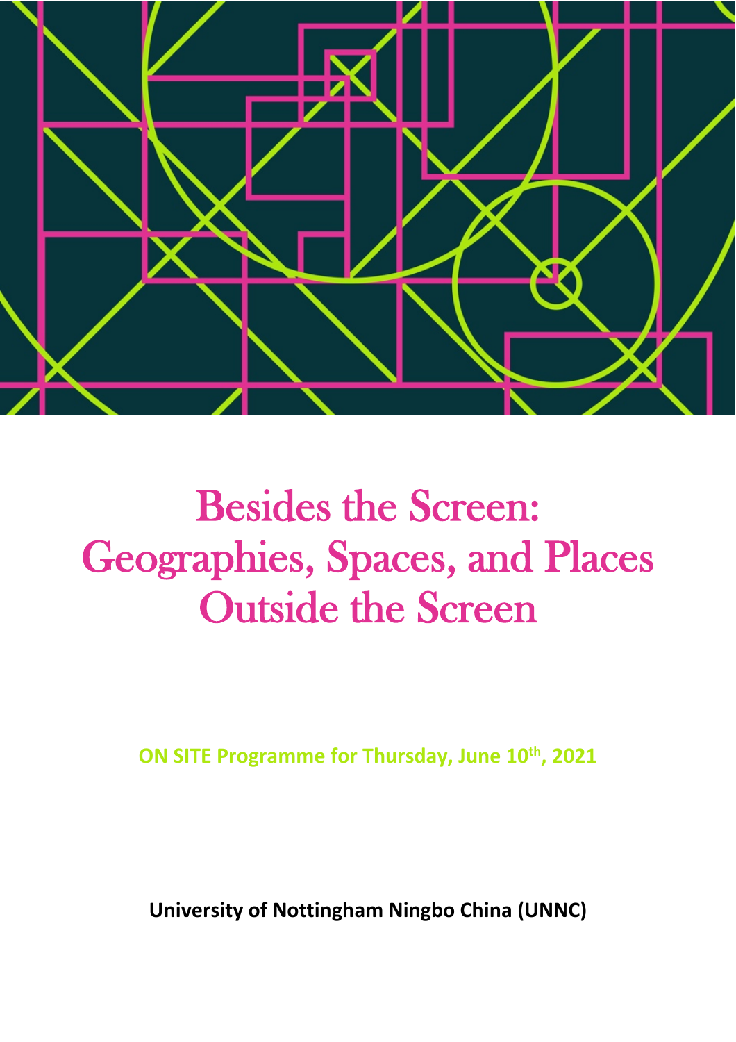# Besides the Screen: Geographies, Spaces, and Places Outside the Screen

**ON SITE Programme for Thursday, June 10th, 2021**

**University of Nottingham Ningbo China (UNNC)**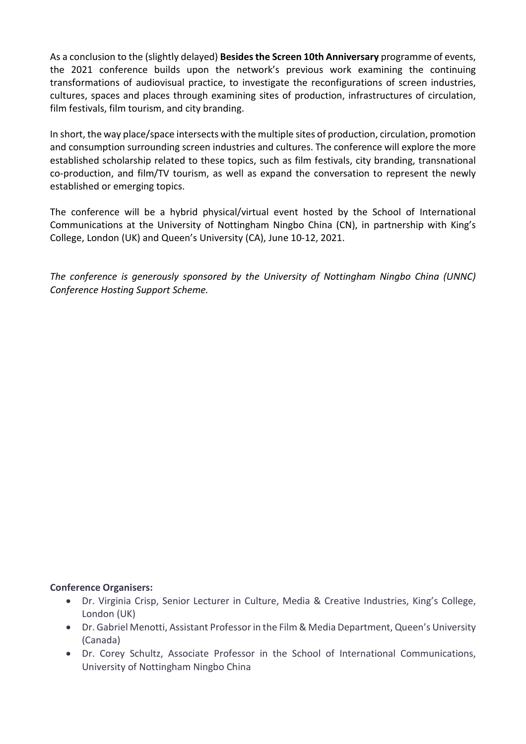As a conclusion to the (slightly delayed) **Besides the Screen 10th Anniversary** programme of events, the 2021 conference builds upon the network's previous work examining the continuing transformations of audiovisual practice, to investigate the reconfigurations of screen industries, cultures, spaces and places through examining sites of production, infrastructures of circulation, film festivals, film tourism, and city branding.

In short, the way place/space intersects with the multiple sites of production, circulation, promotion and consumption surrounding screen industries and cultures. The conference will explore the more established scholarship related to these topics, such as film festivals, city branding, transnational co-production, and film/TV tourism, as well as expand the conversation to represent the newly established or emerging topics.

The conference will be a hybrid physical/virtual event hosted by the School of International Communications at the University of Nottingham Ningbo China (CN), in partnership with King's College, London (UK) and Queen's University (CA), June 10-12, 2021.

*The conference is generously sponsored by the University of Nottingham Ningbo China (UNNC) Conference Hosting Support Scheme.*

**Conference Organisers:**

- Dr. Virginia Crisp, Senior Lecturer in Culture, Media & Creative Industries, King's College, London (UK)
- Dr. Gabriel Menotti, Assistant Professor in the Film & Media Department, Queen's University (Canada)
- Dr. Corey Schultz, Associate Professor in the School of International Communications, University of Nottingham Ningbo China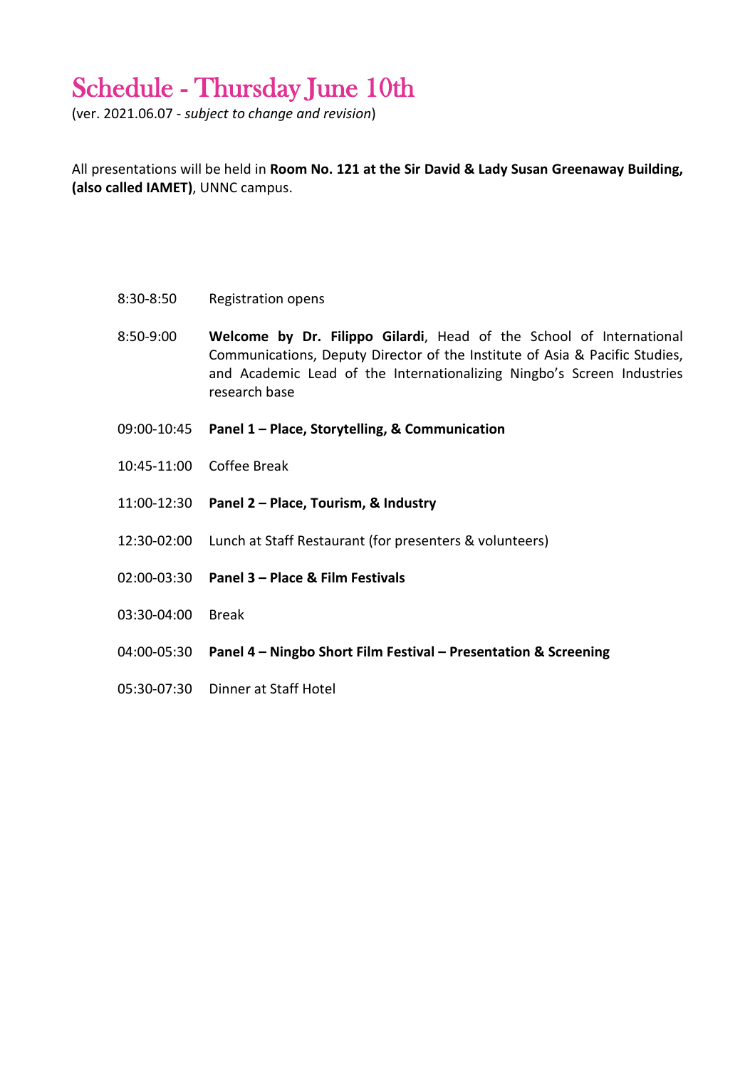# Schedule - Thursday June 10th

(ver. 2021.06.07 - *subject to change and revision*)

All presentations will be held in **Room No. 121 at the Sir David & Lady Susan Greenaway Building, (also called IAMET)**, UNNC campus.

| | |
|---|---|
| 8:30-8:50 | Registration opens |
| 8:50-9:00 | **Welcome by Dr. Filippo Gilardi**, Head of the School of International Communications, Deputy Director of the Institute of Asia & Pacific Studies, and Academic Lead of the Internationalizing Ningbo's Screen Industries research base |
| 09:00-10:45 | **Panel 1 – Place, Storytelling, & Communication** |
| 10:45-11:00 | Coffee Break |
| 11:00-12:30 | **Panel 2 – Place, Tourism, & Industry** |
| 12:30-02:00 | Lunch at Staff Restaurant (for presenters & volunteers) |
| 02:00-03:30 | **Panel 3 – Place & Film Festivals** |
| 03:30-04:00 | Break |
| 04:00-05:30 | **Panel 4 – Ningbo Short Film Festival – Presentation & Screening** |
| 05:30-07:30 | Dinner at Staff Hotel |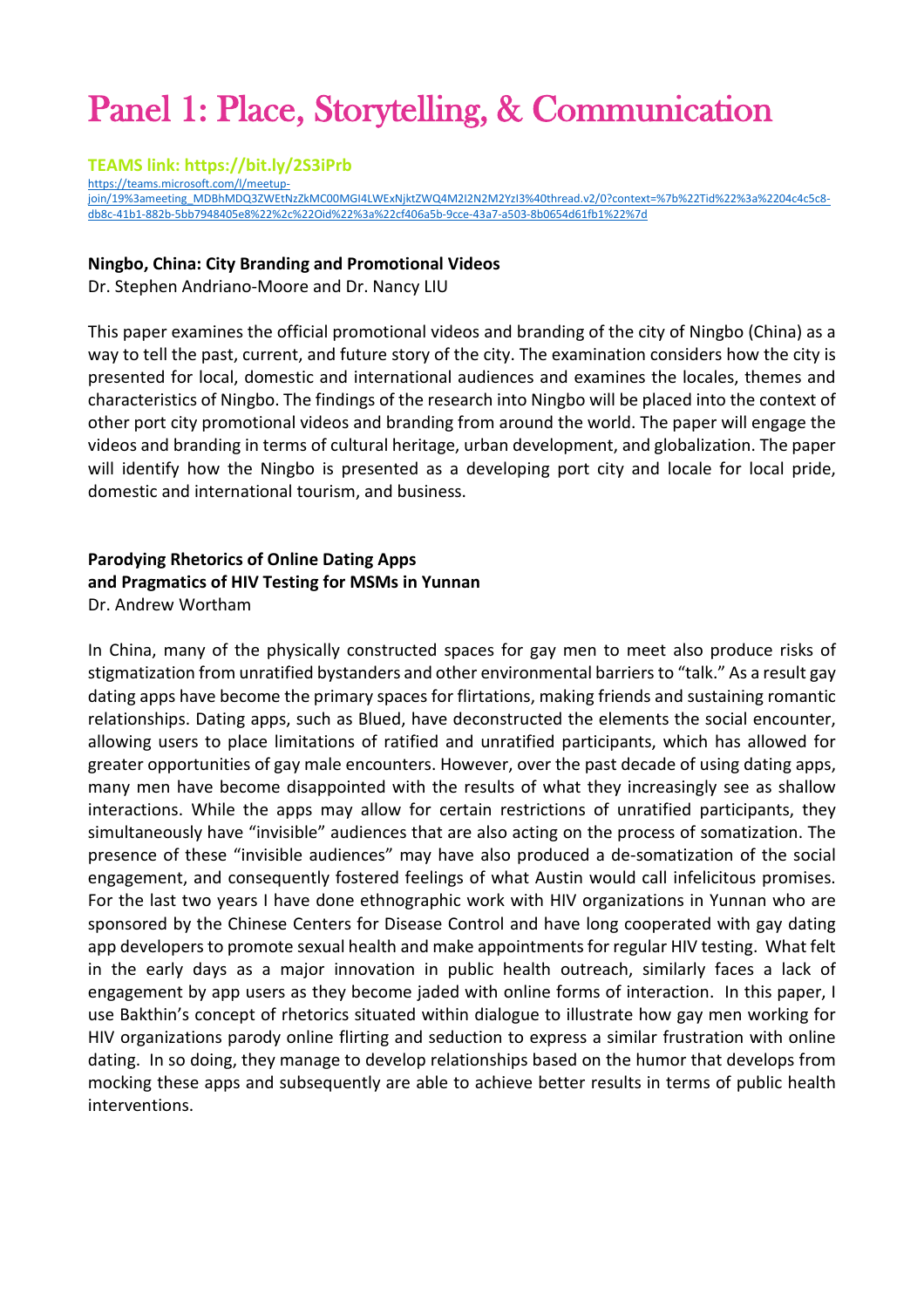# Panel 1: Place, Storytelling, & Communication

**TEAMS link: https://bit.ly/2S3iPrb**

https://teams.microsoft.com/l/meetup-join/19%3ameeting_MDBhMDQ3ZWEtNzZkMC00MGI4LWExNjktZWQ4M2I2N2M2YzI3%40thread.v2/0?context=%7b%22Tid%22%3a%2204c4c5c8-db8c-41b1-882b-5bb7948405e8%22%2c%22Oid%22%3a%22cf406a5b-9cce-43a7-a503-8b0654d61fb1%22%7d

**Ningbo, China: City Branding and Promotional Videos**

Dr. Stephen Andriano-Moore and Dr. Nancy LIU

This paper examines the official promotional videos and branding of the city of Ningbo (China) as a way to tell the past, current, and future story of the city. The examination considers how the city is presented for local, domestic and international audiences and examines the locales, themes and characteristics of Ningbo. The findings of the research into Ningbo will be placed into the context of other port city promotional videos and branding from around the world. The paper will engage the videos and branding in terms of cultural heritage, urban development, and globalization. The paper will identify how the Ningbo is presented as a developing port city and locale for local pride, domestic and international tourism, and business.

**Parodying Rhetorics of Online Dating Apps**
**and Pragmatics of HIV Testing for MSMs in Yunnan**

Dr. Andrew Wortham

In China, many of the physically constructed spaces for gay men to meet also produce risks of stigmatization from unratified bystanders and other environmental barriers to "talk." As a result gay dating apps have become the primary spaces for flirtations, making friends and sustaining romantic relationships. Dating apps, such as Blued, have deconstructed the elements the social encounter, allowing users to place limitations of ratified and unratified participants, which has allowed for greater opportunities of gay male encounters. However, over the past decade of using dating apps, many men have become disappointed with the results of what they increasingly see as shallow interactions. While the apps may allow for certain restrictions of unratified participants, they simultaneously have "invisible" audiences that are also acting on the process of somatization. The presence of these "invisible audiences" may have also produced a de-somatization of the social engagement, and consequently fostered feelings of what Austin would call infelicitous promises. For the last two years I have done ethnographic work with HIV organizations in Yunnan who are sponsored by the Chinese Centers for Disease Control and have long cooperated with gay dating app developers to promote sexual health and make appointments for regular HIV testing. What felt in the early days as a major innovation in public health outreach, similarly faces a lack of engagement by app users as they become jaded with online forms of interaction. In this paper, I use Bakthin's concept of rhetorics situated within dialogue to illustrate how gay men working for HIV organizations parody online flirting and seduction to express a similar frustration with online dating. In so doing, they manage to develop relationships based on the humor that develops from mocking these apps and subsequently are able to achieve better results in terms of public health interventions.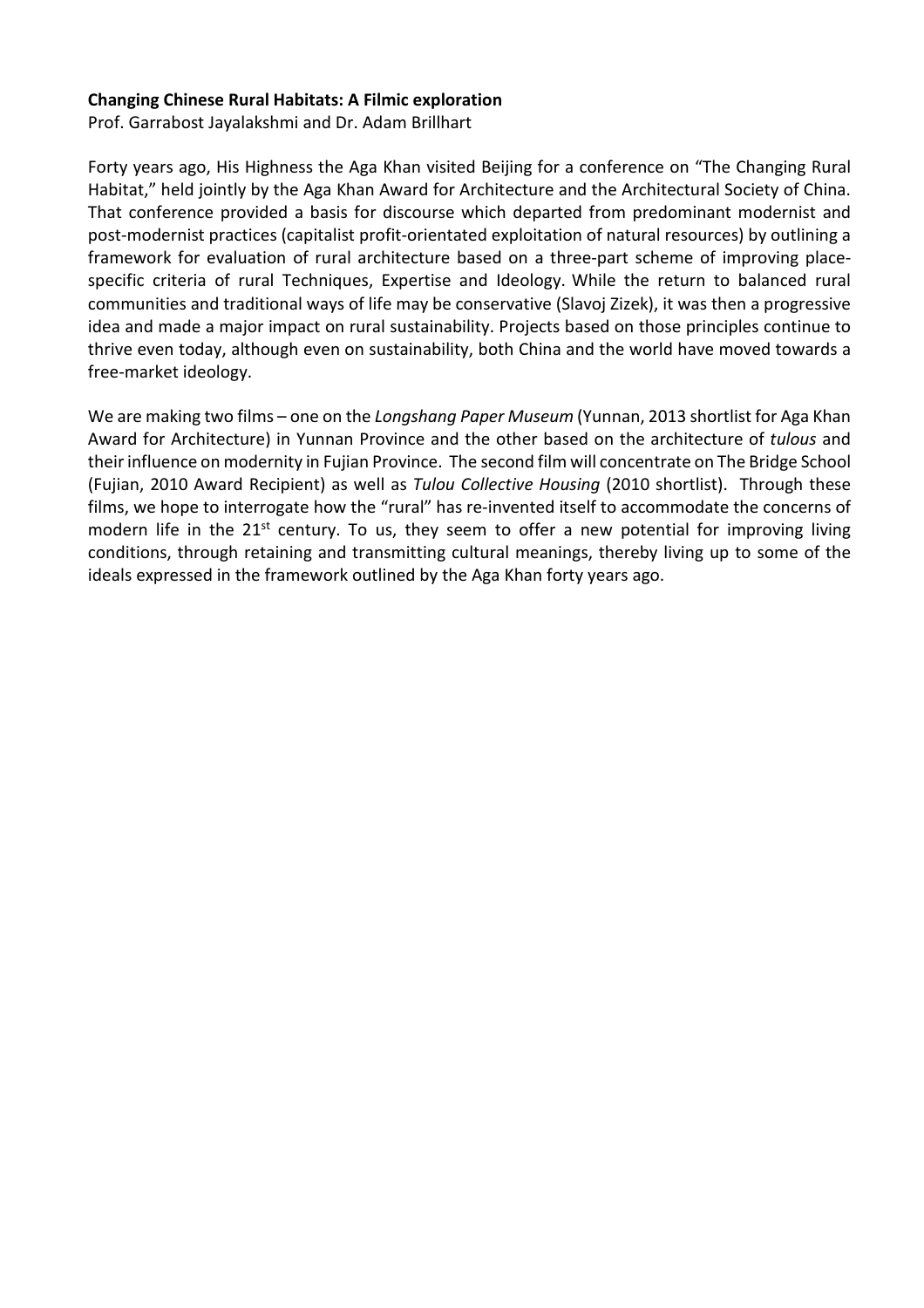**Changing Chinese Rural Habitats: A Filmic exploration**

Prof. Garrabost Jayalakshmi and Dr. Adam Brillhart

Forty years ago, His Highness the Aga Khan visited Beijing for a conference on "The Changing Rural Habitat," held jointly by the Aga Khan Award for Architecture and the Architectural Society of China. That conference provided a basis for discourse which departed from predominant modernist and post-modernist practices (capitalist profit-orientated exploitation of natural resources) by outlining a framework for evaluation of rural architecture based on a three-part scheme of improving place-specific criteria of rural Techniques, Expertise and Ideology. While the return to balanced rural communities and traditional ways of life may be conservative (Slavoj Zizek), it was then a progressive idea and made a major impact on rural sustainability. Projects based on those principles continue to thrive even today, although even on sustainability, both China and the world have moved towards a free-market ideology.

We are making two films – one on the *Longshang Paper Museum* (Yunnan, 2013 shortlist for Aga Khan Award for Architecture) in Yunnan Province and the other based on the architecture of *tulous* and their influence on modernity in Fujian Province. The second film will concentrate on The Bridge School (Fujian, 2010 Award Recipient) as well as *Tulou Collective Housing* (2010 shortlist). Through these films, we hope to interrogate how the "rural" has re-invented itself to accommodate the concerns of modern life in the 21st century. To us, they seem to offer a new potential for improving living conditions, through retaining and transmitting cultural meanings, thereby living up to some of the ideals expressed in the framework outlined by the Aga Khan forty years ago.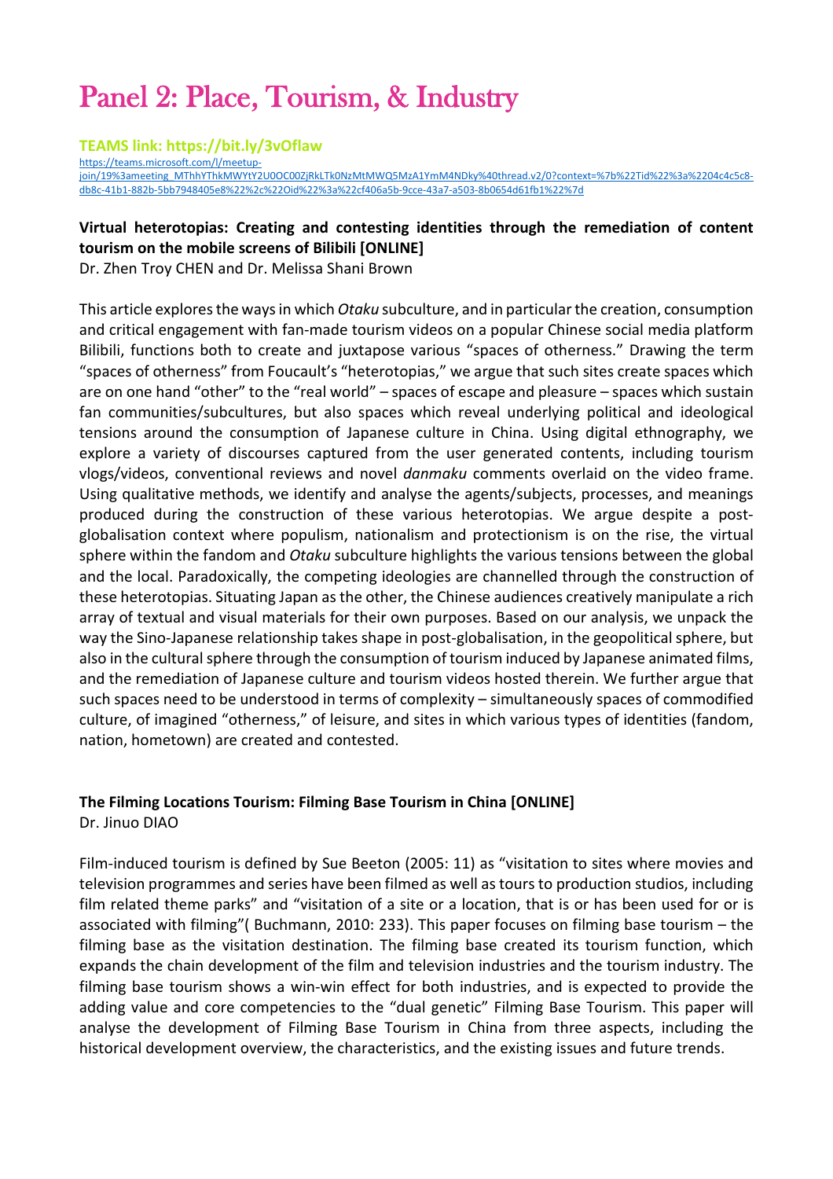# Panel 2: Place, Tourism, & Industry

**TEAMS link: https://bit.ly/3vOflaw**

https://teams.microsoft.com/l/meetup-join/19%3ameeting_MThhYThkMWYtY2U0OC00ZjRkLTk0NzMtMWQ5MzA1YmM4NDky%40thread.v2/0?context=%7b%22Tid%22%3a%2204c4c5c8-db8c-41b1-882b-5bb7948405e8%22%2c%22Oid%22%3a%22cf406a5b-9cce-43a7-a503-8b0654d61fb1%22%7d

**Virtual heterotopias: Creating and contesting identities through the remediation of content tourism on the mobile screens of Bilibili [ONLINE]**

Dr. Zhen Troy CHEN and Dr. Melissa Shani Brown

This article explores the ways in which *Otaku* subculture, and in particular the creation, consumption and critical engagement with fan-made tourism videos on a popular Chinese social media platform Bilibili, functions both to create and juxtapose various "spaces of otherness." Drawing the term "spaces of otherness" from Foucault's "heterotopias," we argue that such sites create spaces which are on one hand "other" to the "real world" – spaces of escape and pleasure – spaces which sustain fan communities/subcultures, but also spaces which reveal underlying political and ideological tensions around the consumption of Japanese culture in China. Using digital ethnography, we explore a variety of discourses captured from the user generated contents, including tourism vlogs/videos, conventional reviews and novel *danmaku* comments overlaid on the video frame. Using qualitative methods, we identify and analyse the agents/subjects, processes, and meanings produced during the construction of these various heterotopias. We argue despite a post-globalisation context where populism, nationalism and protectionism is on the rise, the virtual sphere within the fandom and *Otaku* subculture highlights the various tensions between the global and the local. Paradoxically, the competing ideologies are channelled through the construction of these heterotopias. Situating Japan as the other, the Chinese audiences creatively manipulate a rich array of textual and visual materials for their own purposes. Based on our analysis, we unpack the way the Sino-Japanese relationship takes shape in post-globalisation, in the geopolitical sphere, but also in the cultural sphere through the consumption of tourism induced by Japanese animated films, and the remediation of Japanese culture and tourism videos hosted therein. We further argue that such spaces need to be understood in terms of complexity – simultaneously spaces of commodified culture, of imagined "otherness," of leisure, and sites in which various types of identities (fandom, nation, hometown) are created and contested.

**The Filming Locations Tourism: Filming Base Tourism in China [ONLINE]**

Dr. Jinuo DIAO

Film-induced tourism is defined by Sue Beeton (2005: 11) as "visitation to sites where movies and television programmes and series have been filmed as well as tours to production studios, including film related theme parks" and "visitation of a site or a location, that is or has been used for or is associated with filming"( Buchmann, 2010: 233). This paper focuses on filming base tourism – the filming base as the visitation destination. The filming base created its tourism function, which expands the chain development of the film and television industries and the tourism industry. The filming base tourism shows a win-win effect for both industries, and is expected to provide the adding value and core competencies to the "dual genetic" Filming Base Tourism. This paper will analyse the development of Filming Base Tourism in China from three aspects, including the historical development overview, the characteristics, and the existing issues and future trends.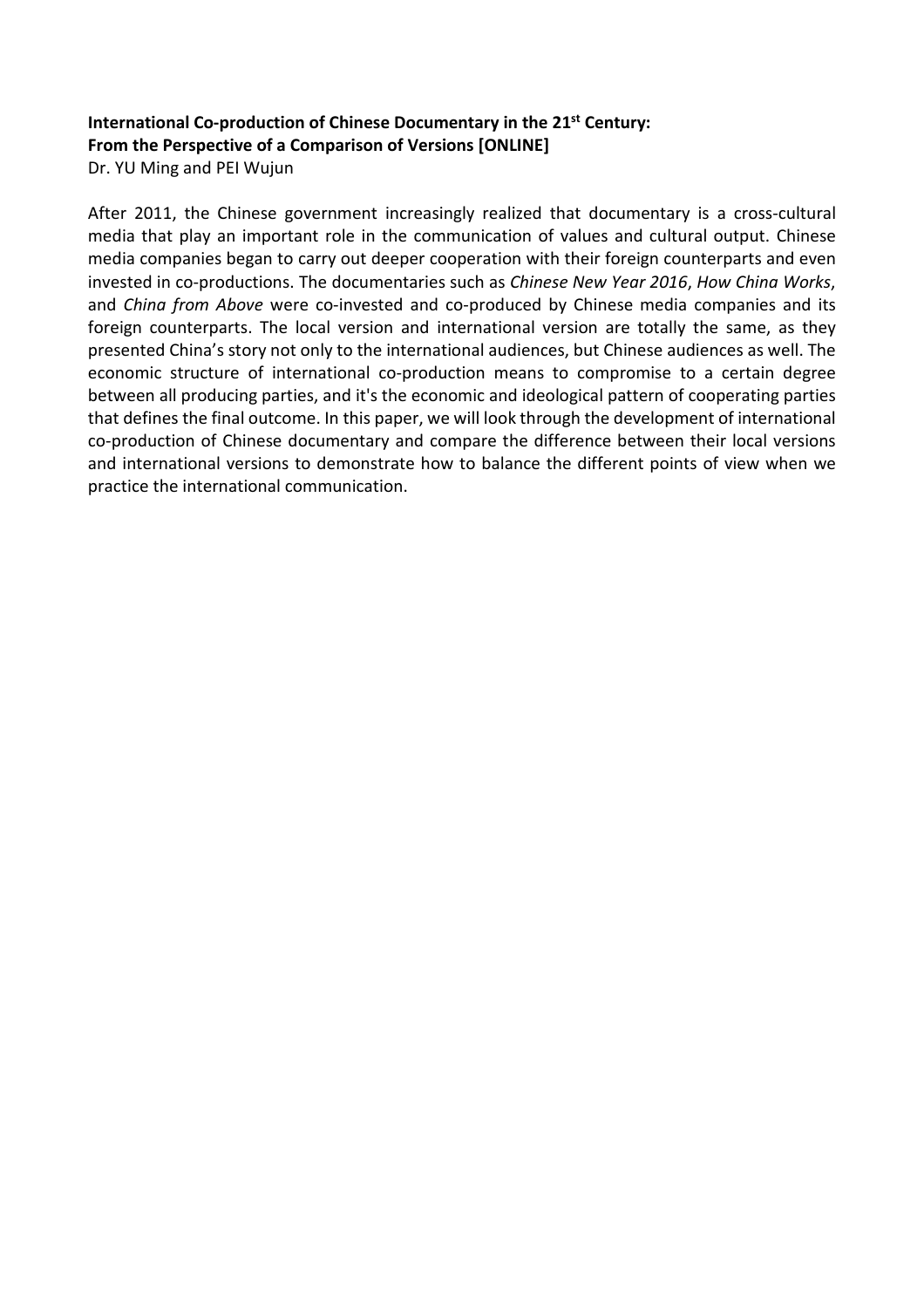**International Co-production of Chinese Documentary in the 21st Century:**
**From the Perspective of a Comparison of Versions [ONLINE]**
Dr. YU Ming and PEI Wujun

After 2011, the Chinese government increasingly realized that documentary is a cross-cultural media that play an important role in the communication of values and cultural output. Chinese media companies began to carry out deeper cooperation with their foreign counterparts and even invested in co-productions. The documentaries such as *Chinese New Year 2016*, *How China Works*, and *China from Above* were co-invested and co-produced by Chinese media companies and its foreign counterparts. The local version and international version are totally the same, as they presented China's story not only to the international audiences, but Chinese audiences as well. The economic structure of international co-production means to compromise to a certain degree between all producing parties, and it's the economic and ideological pattern of cooperating parties that defines the final outcome. In this paper, we will look through the development of international co-production of Chinese documentary and compare the difference between their local versions and international versions to demonstrate how to balance the different points of view when we practice the international communication.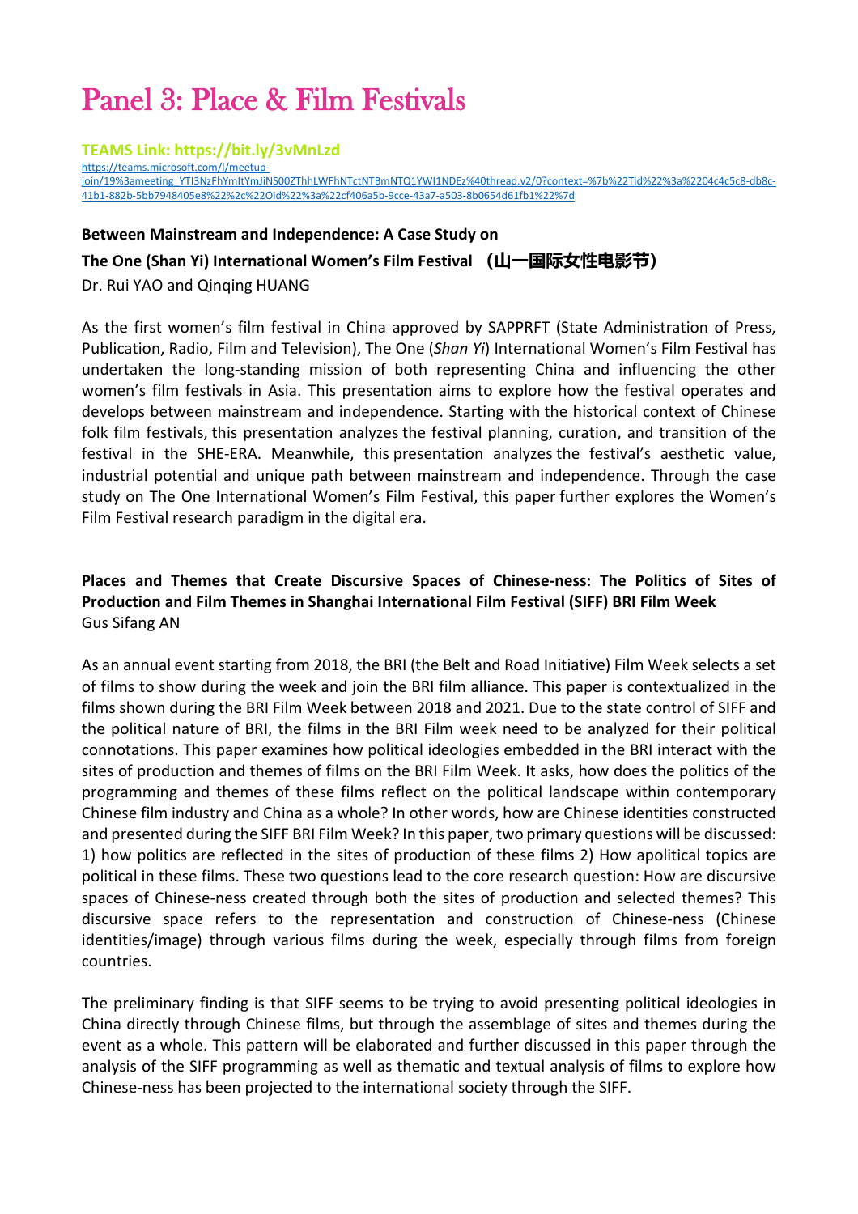# Panel 3: Place & Film Festivals

**TEAMS Link: https://bit.ly/3vMnLzd**

https://teams.microsoft.com/l/meetup-join/19%3ameeting_YTI3NzFhYmItYmJiNS00ZThhLWFhNTctNTBmNTQ1YWI1NDEz%40thread.v2/0?context=%7b%22Tid%22%3a%2204c4c5c8-db8c-41b1-882b-5bb7948405e8%22%2c%22Oid%22%3a%22cf406a5b-9cce-43a7-a503-8b0654d61fb1%22%7d

**Between Mainstream and Independence: A Case Study on**

**The One (Shan Yi) International Women's Film Festival （山一国际女性电影节）**

Dr. Rui YAO and Qinqing HUANG

As the first women's film festival in China approved by SAPPRFT (State Administration of Press, Publication, Radio, Film and Television), The One (*Shan Yi*) International Women's Film Festival has undertaken the long-standing mission of both representing China and influencing the other women's film festivals in Asia. This presentation aims to explore how the festival operates and develops between mainstream and independence. Starting with the historical context of Chinese folk film festivals, this presentation analyzes the festival planning, curation, and transition of the festival in the SHE-ERA. Meanwhile, this presentation analyzes the festival's aesthetic value, industrial potential and unique path between mainstream and independence. Through the case study on The One International Women's Film Festival, this paper further explores the Women's Film Festival research paradigm in the digital era.

**Places and Themes that Create Discursive Spaces of Chinese-ness: The Politics of Sites of Production and Film Themes in Shanghai International Film Festival (SIFF) BRI Film Week**

Gus Sifang AN

As an annual event starting from 2018, the BRI (the Belt and Road Initiative) Film Week selects a set of films to show during the week and join the BRI film alliance. This paper is contextualized in the films shown during the BRI Film Week between 2018 and 2021. Due to the state control of SIFF and the political nature of BRI, the films in the BRI Film week need to be analyzed for their political connotations. This paper examines how political ideologies embedded in the BRI interact with the sites of production and themes of films on the BRI Film Week. It asks, how does the politics of the programming and themes of these films reflect on the political landscape within contemporary Chinese film industry and China as a whole? In other words, how are Chinese identities constructed and presented during the SIFF BRI Film Week? In this paper, two primary questions will be discussed: 1) how politics are reflected in the sites of production of these films 2) How apolitical topics are political in these films. These two questions lead to the core research question: How are discursive spaces of Chinese-ness created through both the sites of production and selected themes? This discursive space refers to the representation and construction of Chinese-ness (Chinese identities/image) through various films during the week, especially through films from foreign countries.

The preliminary finding is that SIFF seems to be trying to avoid presenting political ideologies in China directly through Chinese films, but through the assemblage of sites and themes during the event as a whole. This pattern will be elaborated and further discussed in this paper through the analysis of the SIFF programming as well as thematic and textual analysis of films to explore how Chinese-ness has been projected to the international society through the SIFF.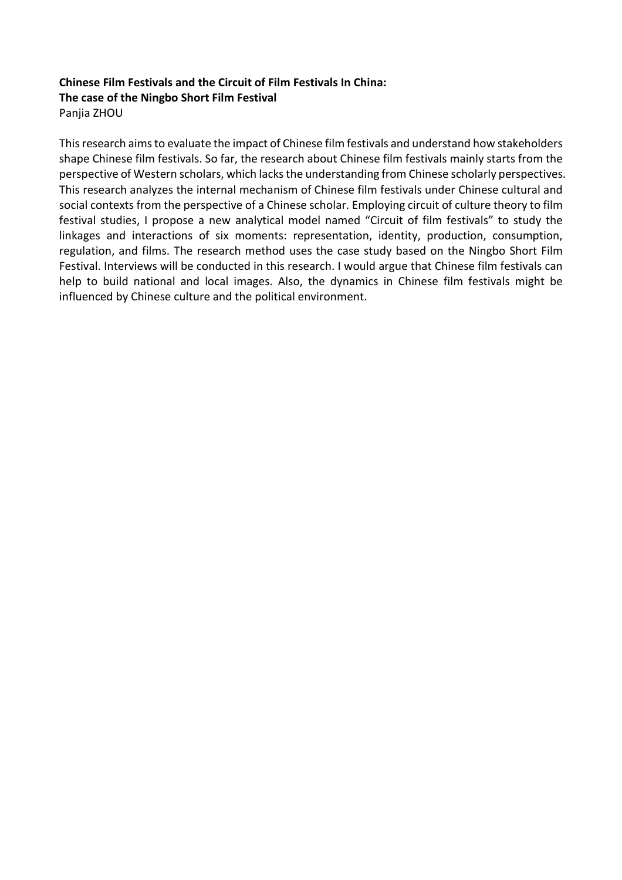**Chinese Film Festivals and the Circuit of Film Festivals In China:**
**The case of the Ningbo Short Film Festival**
Panjia ZHOU

This research aims to evaluate the impact of Chinese film festivals and understand how stakeholders shape Chinese film festivals. So far, the research about Chinese film festivals mainly starts from the perspective of Western scholars, which lacks the understanding from Chinese scholarly perspectives. This research analyzes the internal mechanism of Chinese film festivals under Chinese cultural and social contexts from the perspective of a Chinese scholar. Employing circuit of culture theory to film festival studies, I propose a new analytical model named "Circuit of film festivals" to study the linkages and interactions of six moments: representation, identity, production, consumption, regulation, and films. The research method uses the case study based on the Ningbo Short Film Festival. Interviews will be conducted in this research. I would argue that Chinese film festivals can help to build national and local images. Also, the dynamics in Chinese film festivals might be influenced by Chinese culture and the political environment.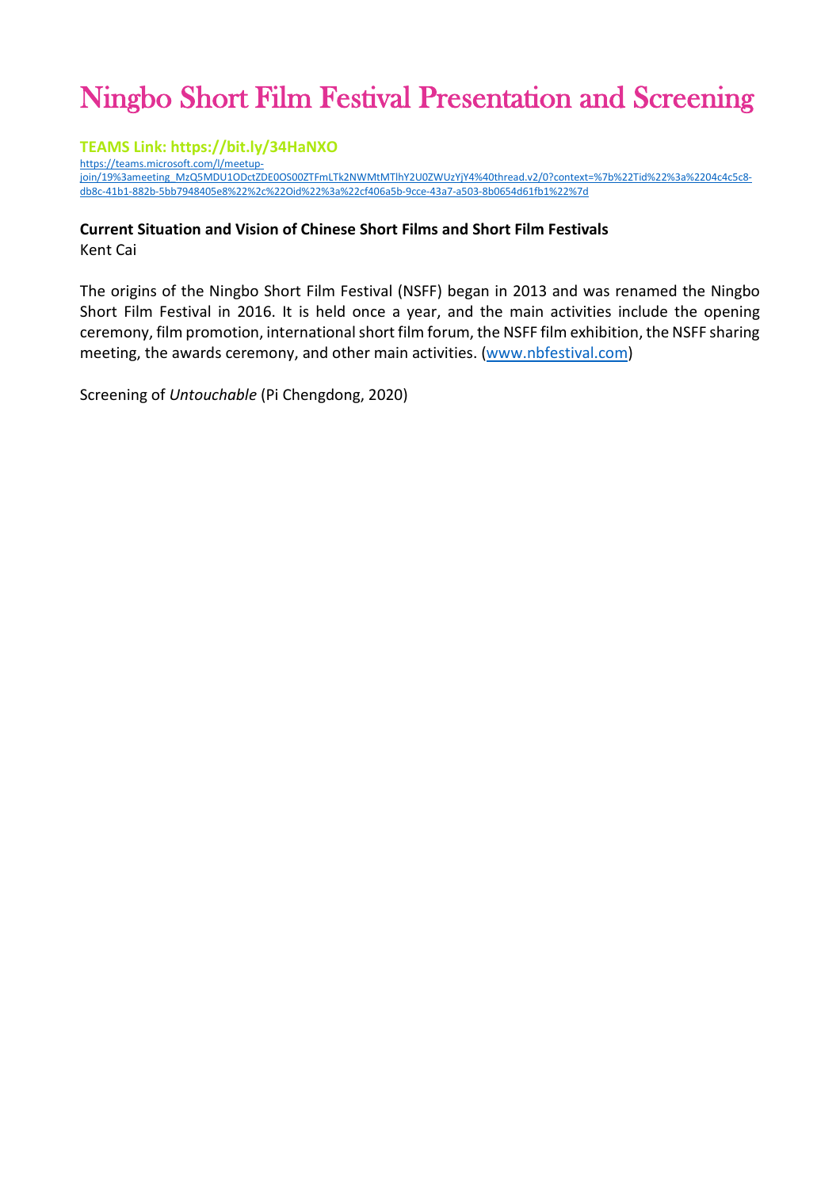# Ningbo Short Film Festival Presentation and Screening

**TEAMS Link: https://bit.ly/34HaNXO**

https://teams.microsoft.com/l/meetup-join/19%3ameeting_MzQ5MDU1ODctZDE0OS00ZTFmLTk2NWMtMTlhY2U0ZWUzYjY4%40thread.v2/0?context=%7b%22Tid%22%3a%2204c4c5c8-db8c-41b1-882b-5bb7948405e8%22%2c%22Oid%22%3a%22cf406a5b-9cce-43a7-a503-8b0654d61fb1%22%7d

**Current Situation and Vision of Chinese Short Films and Short Film Festivals**
Kent Cai

The origins of the Ningbo Short Film Festival (NSFF) began in 2013 and was renamed the Ningbo Short Film Festival in 2016. It is held once a year, and the main activities include the opening ceremony, film promotion, international short film forum, the NSFF film exhibition, the NSFF sharing meeting, the awards ceremony, and other main activities. (www.nbfestival.com)

Screening of *Untouchable* (Pi Chengdong, 2020)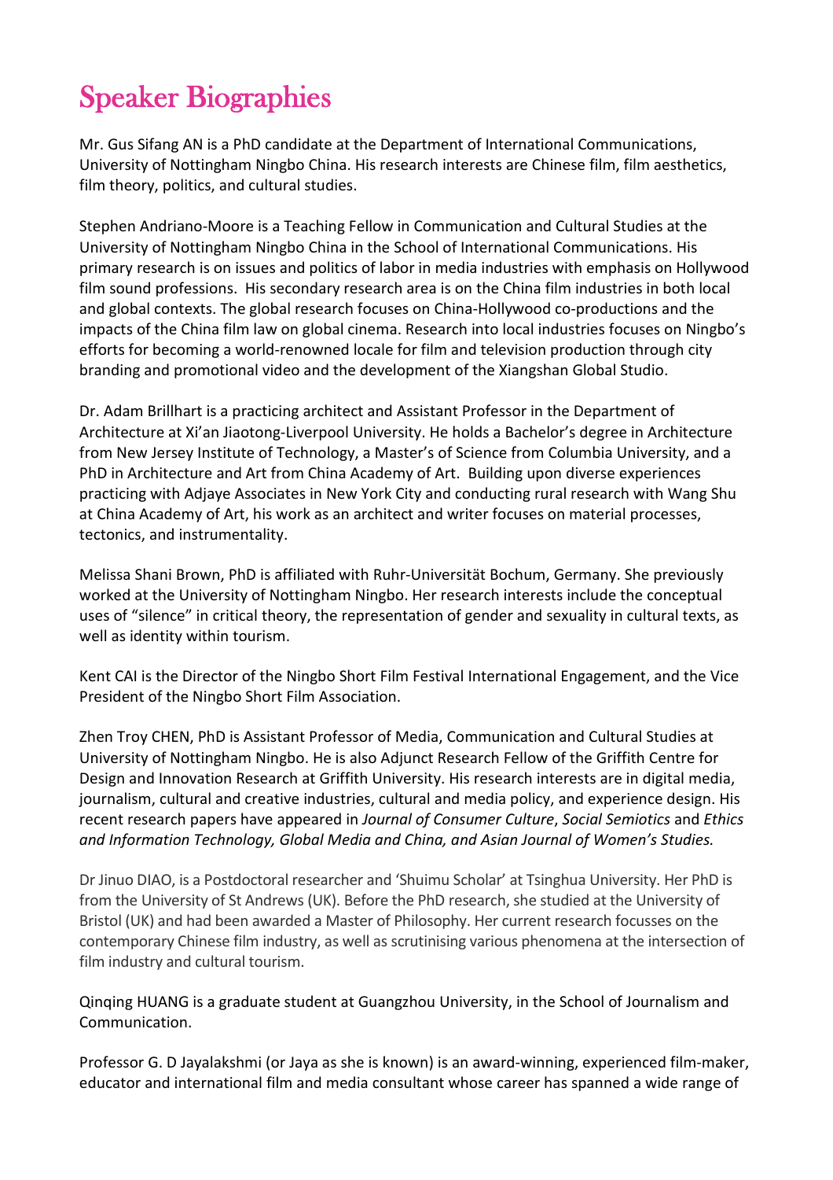# Speaker Biographies

Mr. Gus Sifang AN is a PhD candidate at the Department of International Communications, University of Nottingham Ningbo China. His research interests are Chinese film, film aesthetics, film theory, politics, and cultural studies.

Stephen Andriano-Moore is a Teaching Fellow in Communication and Cultural Studies at the University of Nottingham Ningbo China in the School of International Communications. His primary research is on issues and politics of labor in media industries with emphasis on Hollywood film sound professions. His secondary research area is on the China film industries in both local and global contexts. The global research focuses on China-Hollywood co-productions and the impacts of the China film law on global cinema. Research into local industries focuses on Ningbo's efforts for becoming a world-renowned locale for film and television production through city branding and promotional video and the development of the Xiangshan Global Studio.

Dr. Adam Brillhart is a practicing architect and Assistant Professor in the Department of Architecture at Xi'an Jiaotong-Liverpool University. He holds a Bachelor's degree in Architecture from New Jersey Institute of Technology, a Master's of Science from Columbia University, and a PhD in Architecture and Art from China Academy of Art. Building upon diverse experiences practicing with Adjaye Associates in New York City and conducting rural research with Wang Shu at China Academy of Art, his work as an architect and writer focuses on material processes, tectonics, and instrumentality.

Melissa Shani Brown, PhD is affiliated with Ruhr-Universität Bochum, Germany. She previously worked at the University of Nottingham Ningbo. Her research interests include the conceptual uses of "silence" in critical theory, the representation of gender and sexuality in cultural texts, as well as identity within tourism.

Kent CAI is the Director of the Ningbo Short Film Festival International Engagement, and the Vice President of the Ningbo Short Film Association.

Zhen Troy CHEN, PhD is Assistant Professor of Media, Communication and Cultural Studies at University of Nottingham Ningbo. He is also Adjunct Research Fellow of the Griffith Centre for Design and Innovation Research at Griffith University. His research interests are in digital media, journalism, cultural and creative industries, cultural and media policy, and experience design. His recent research papers have appeared in *Journal of Consumer Culture*, *Social Semiotics* and *Ethics and Information Technology, Global Media and China, and Asian Journal of Women's Studies.*

Dr Jinuo DIAO, is a Postdoctoral researcher and 'Shuimu Scholar' at Tsinghua University. Her PhD is from the University of St Andrews (UK). Before the PhD research, she studied at the University of Bristol (UK) and had been awarded a Master of Philosophy. Her current research focusses on the contemporary Chinese film industry, as well as scrutinising various phenomena at the intersection of film industry and cultural tourism.

Qinqing HUANG is a graduate student at Guangzhou University, in the School of Journalism and Communication.

Professor G. D Jayalakshmi (or Jaya as she is known) is an award-winning, experienced film-maker, educator and international film and media consultant whose career has spanned a wide range of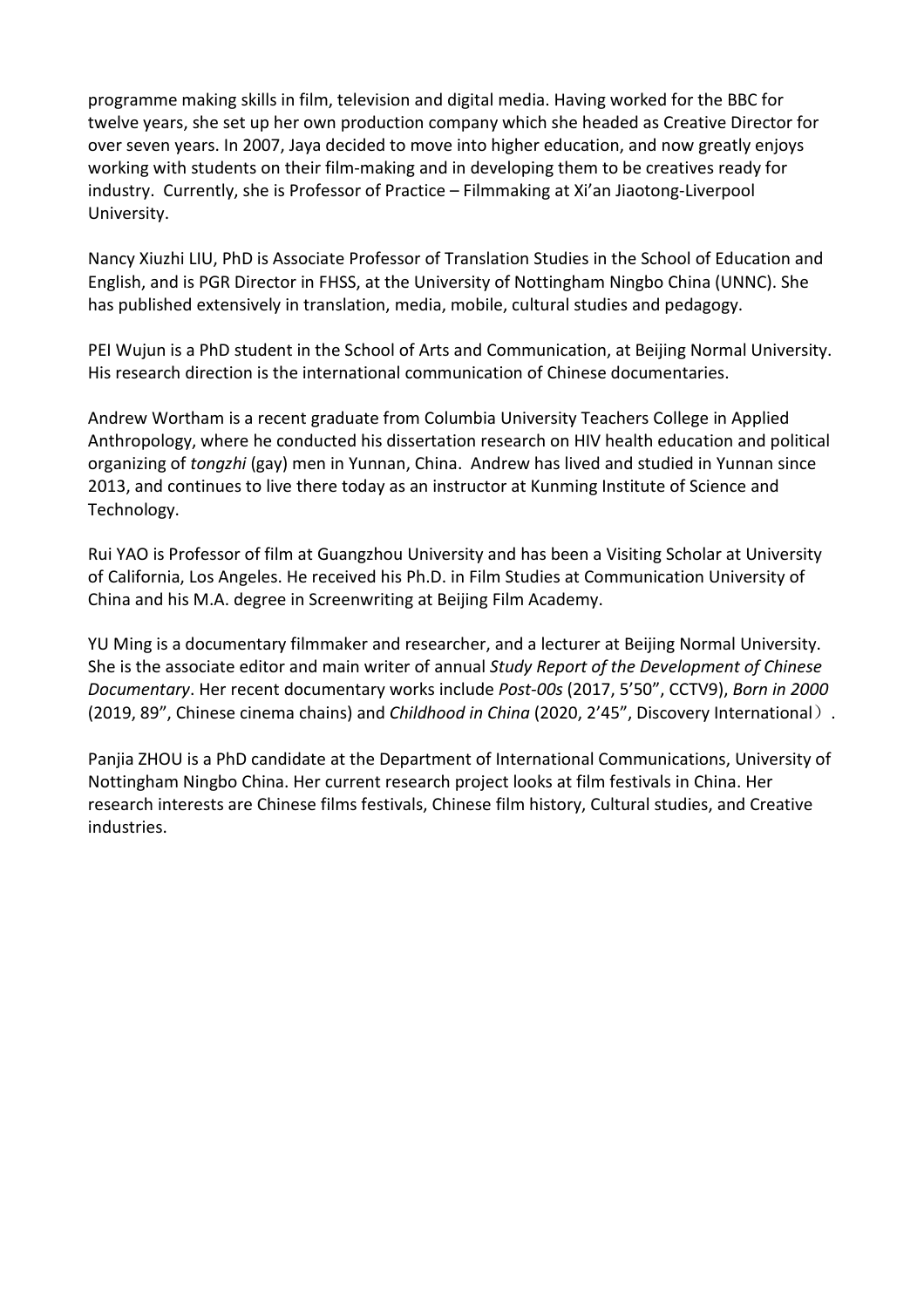programme making skills in film, television and digital media. Having worked for the BBC for twelve years, she set up her own production company which she headed as Creative Director for over seven years. In 2007, Jaya decided to move into higher education, and now greatly enjoys working with students on their film-making and in developing them to be creatives ready for industry. Currently, she is Professor of Practice – Filmmaking at Xi'an Jiaotong-Liverpool University.

Nancy Xiuzhi LIU, PhD is Associate Professor of Translation Studies in the School of Education and English, and is PGR Director in FHSS, at the University of Nottingham Ningbo China (UNNC). She has published extensively in translation, media, mobile, cultural studies and pedagogy.

PEI Wujun is a PhD student in the School of Arts and Communication, at Beijing Normal University. His research direction is the international communication of Chinese documentaries.

Andrew Wortham is a recent graduate from Columbia University Teachers College in Applied Anthropology, where he conducted his dissertation research on HIV health education and political organizing of *tongzhi* (gay) men in Yunnan, China. Andrew has lived and studied in Yunnan since 2013, and continues to live there today as an instructor at Kunming Institute of Science and Technology.

Rui YAO is Professor of film at Guangzhou University and has been a Visiting Scholar at University of California, Los Angeles. He received his Ph.D. in Film Studies at Communication University of China and his M.A. degree in Screenwriting at Beijing Film Academy.

YU Ming is a documentary filmmaker and researcher, and a lecturer at Beijing Normal University. She is the associate editor and main writer of annual *Study Report of the Development of Chinese Documentary*. Her recent documentary works include *Post-00s* (2017, 5'50", CCTV9), *Born in 2000* (2019, 89", Chinese cinema chains) and *Childhood in China* (2020, 2'45", Discovery International）.

Panjia ZHOU is a PhD candidate at the Department of International Communications, University of Nottingham Ningbo China. Her current research project looks at film festivals in China. Her research interests are Chinese films festivals, Chinese film history, Cultural studies, and Creative industries.